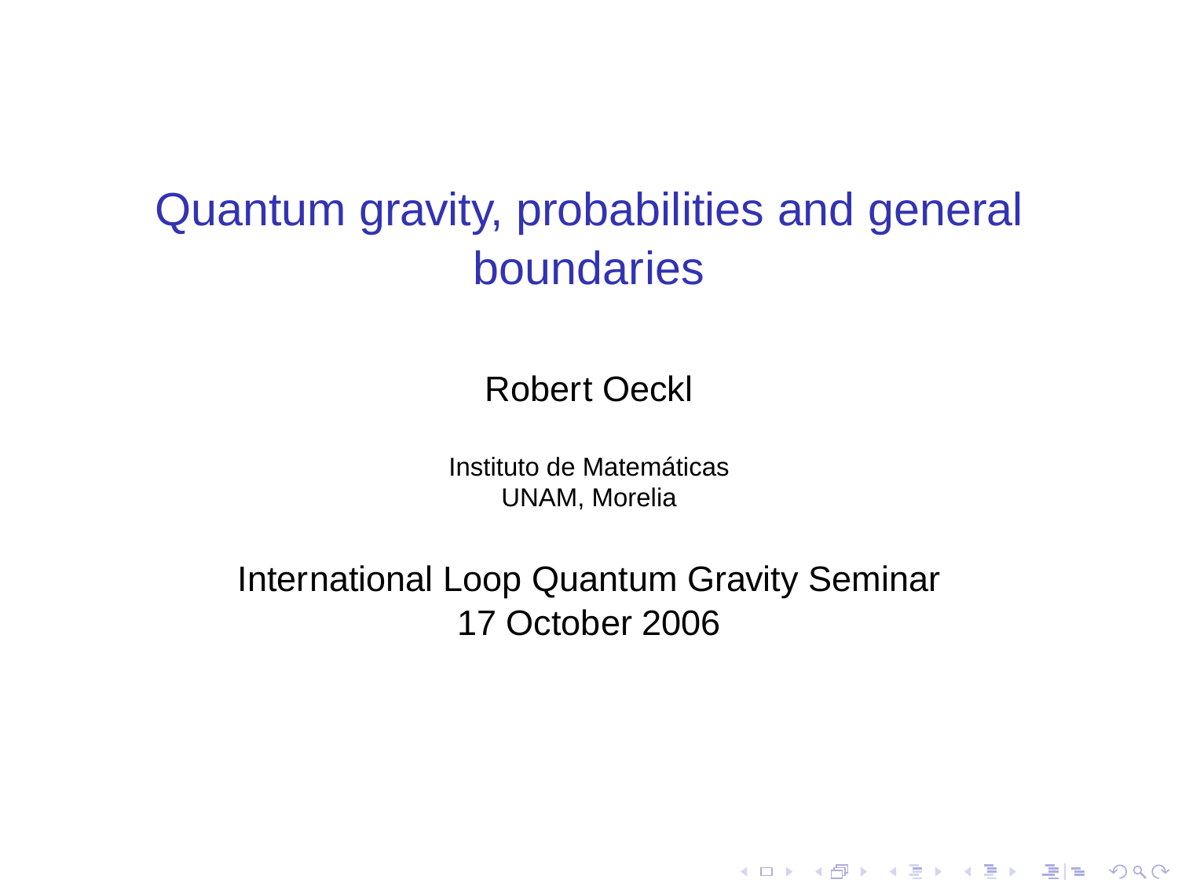# Quantum gravity, probabilities and general boundaries

Robert Oeckl

Instituto de Matemáticas
UNAM, Morelia

International Loop Quantum Gravity Seminar
17 October 2006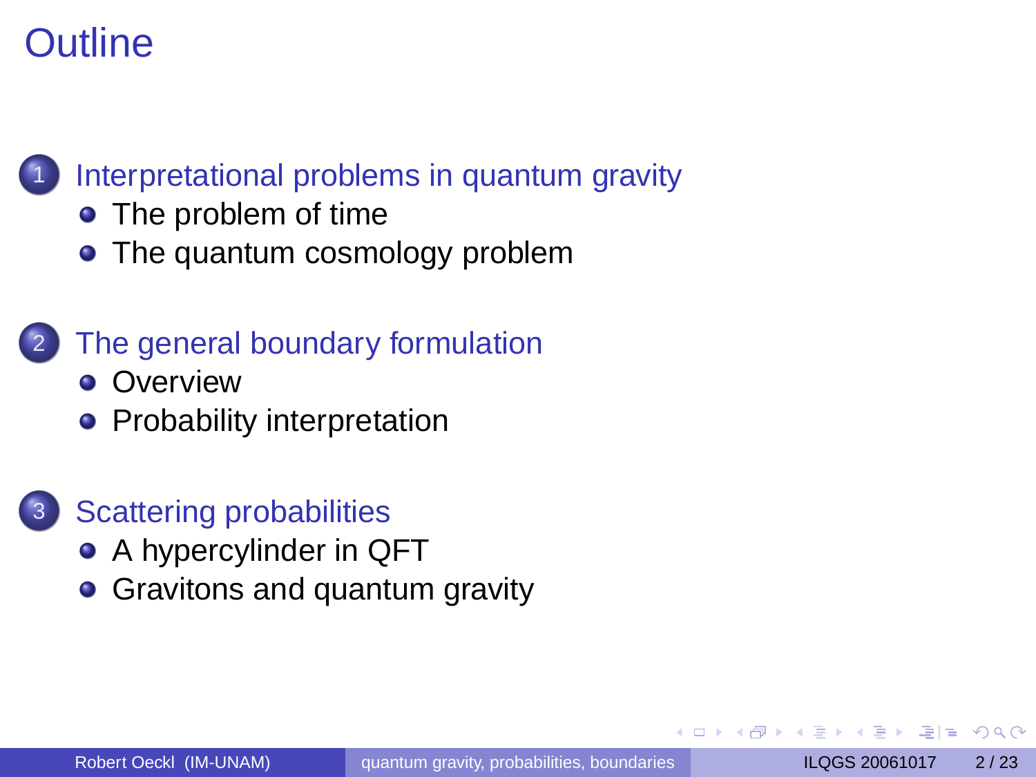# Outline

1. Interpretational problems in quantum gravity
   - The problem of time
   - The quantum cosmology problem

2. The general boundary formulation
   - Overview
   - Probability interpretation

3. Scattering probabilities
   - A hypercylinder in QFT
   - Gravitons and quantum gravity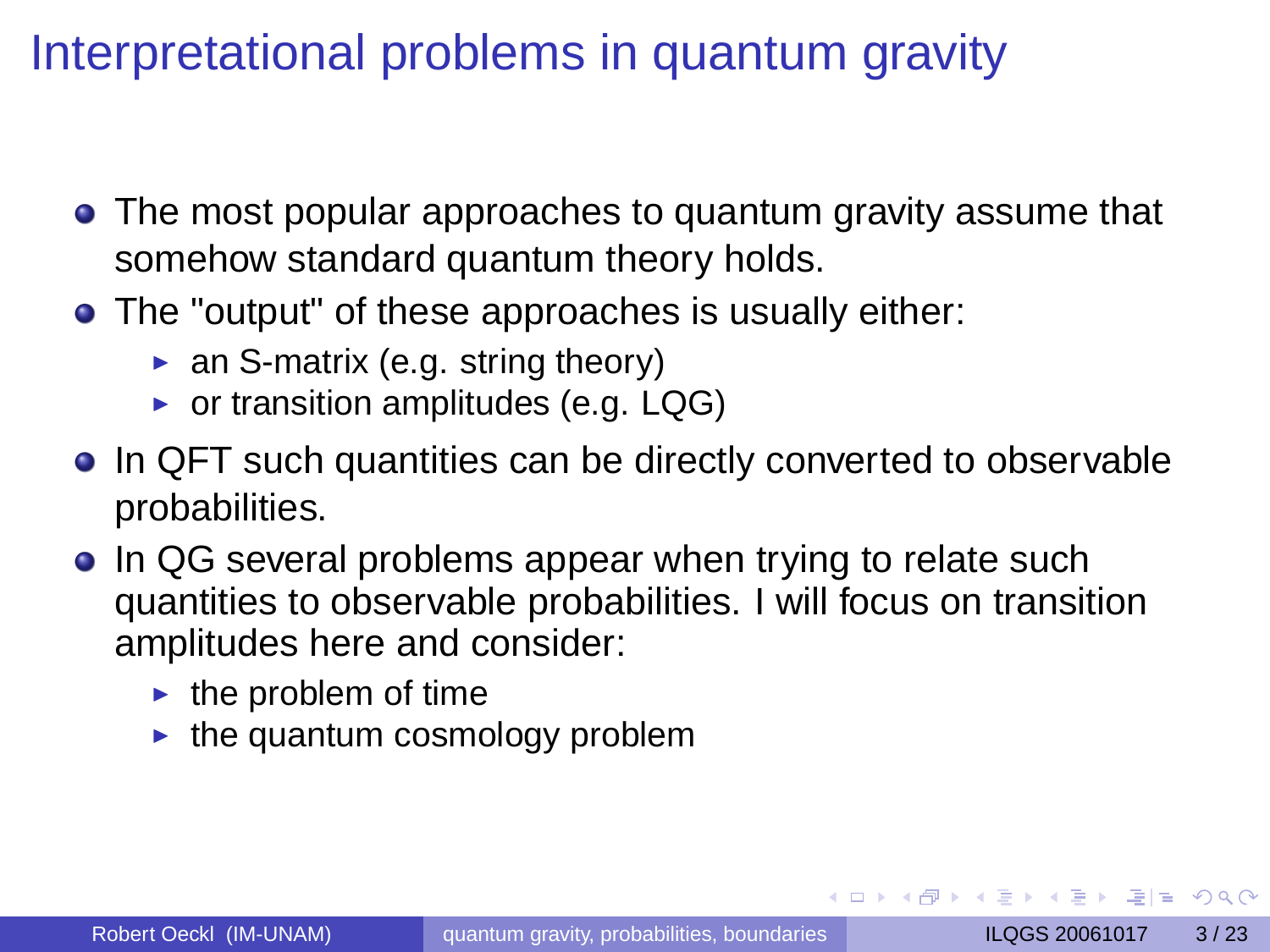# Interpretational problems in quantum gravity

- The most popular approaches to quantum gravity assume that somehow standard quantum theory holds.
- The "output" of these approaches is usually either:
  - an S-matrix (e.g. string theory)
  - or transition amplitudes (e.g. LQG)
- In QFT such quantities can be directly converted to observable probabilities.
- In QG several problems appear when trying to relate such quantities to observable probabilities. I will focus on transition amplitudes here and consider:
  - the problem of time
  - the quantum cosmology problem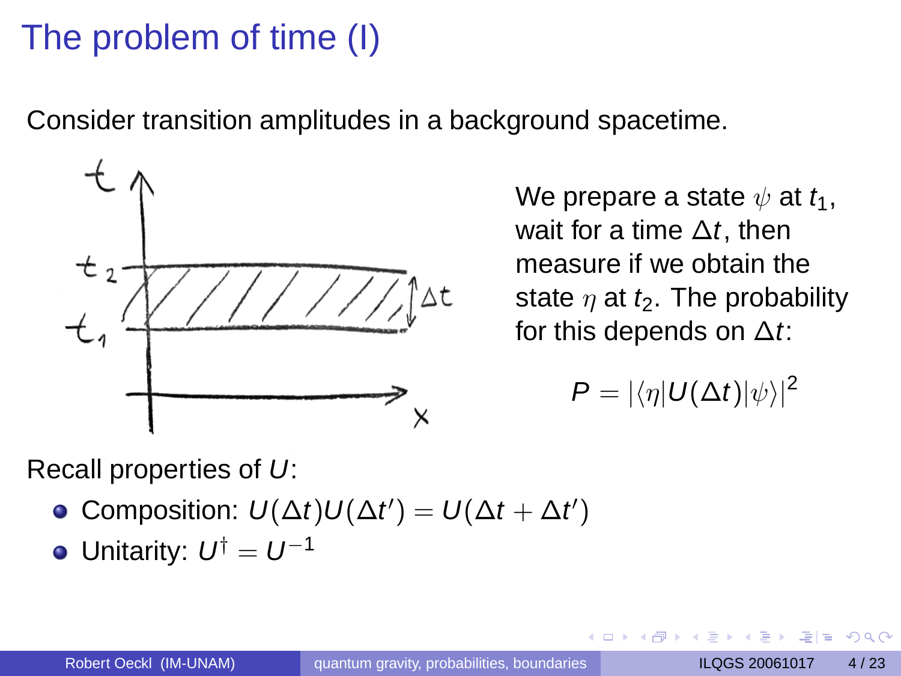# The problem of time (I)

Consider transition amplitudes in a background spacetime.

We prepare a state $\psi$ at $t_1$, wait for a time $\Delta t$, then measure if we obtain the state $\eta$ at $t_2$. The probability for this depends on $\Delta t$:

$$P = |\langle \eta | U(\Delta t) | \psi \rangle|^2$$

Recall properties of $U$:

- Composition: $U(\Delta t)U(\Delta t') = U(\Delta t + \Delta t')$
- Unitarity: $U^\dagger = U^{-1}$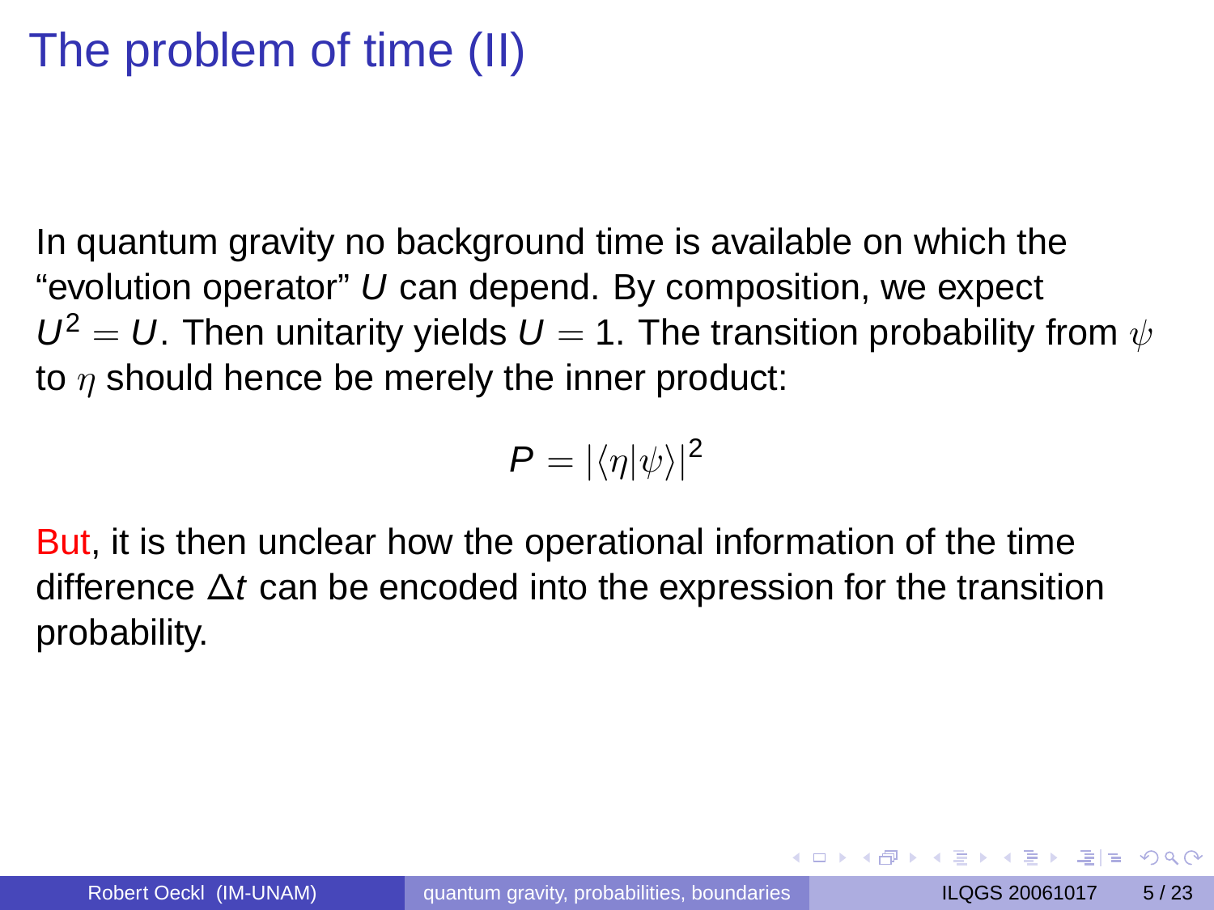# The problem of time (II)

In quantum gravity no background time is available on which the "evolution operator" $U$ can depend. By composition, we expect $U^2 = U$. Then unitarity yields $U = 1$. The transition probability from $\psi$ to $\eta$ should hence be merely the inner product:

$$P = |\langle\eta|\psi\rangle|^2$$

But, it is then unclear how the operational information of the time difference $\Delta t$ can be encoded into the expression for the transition probability.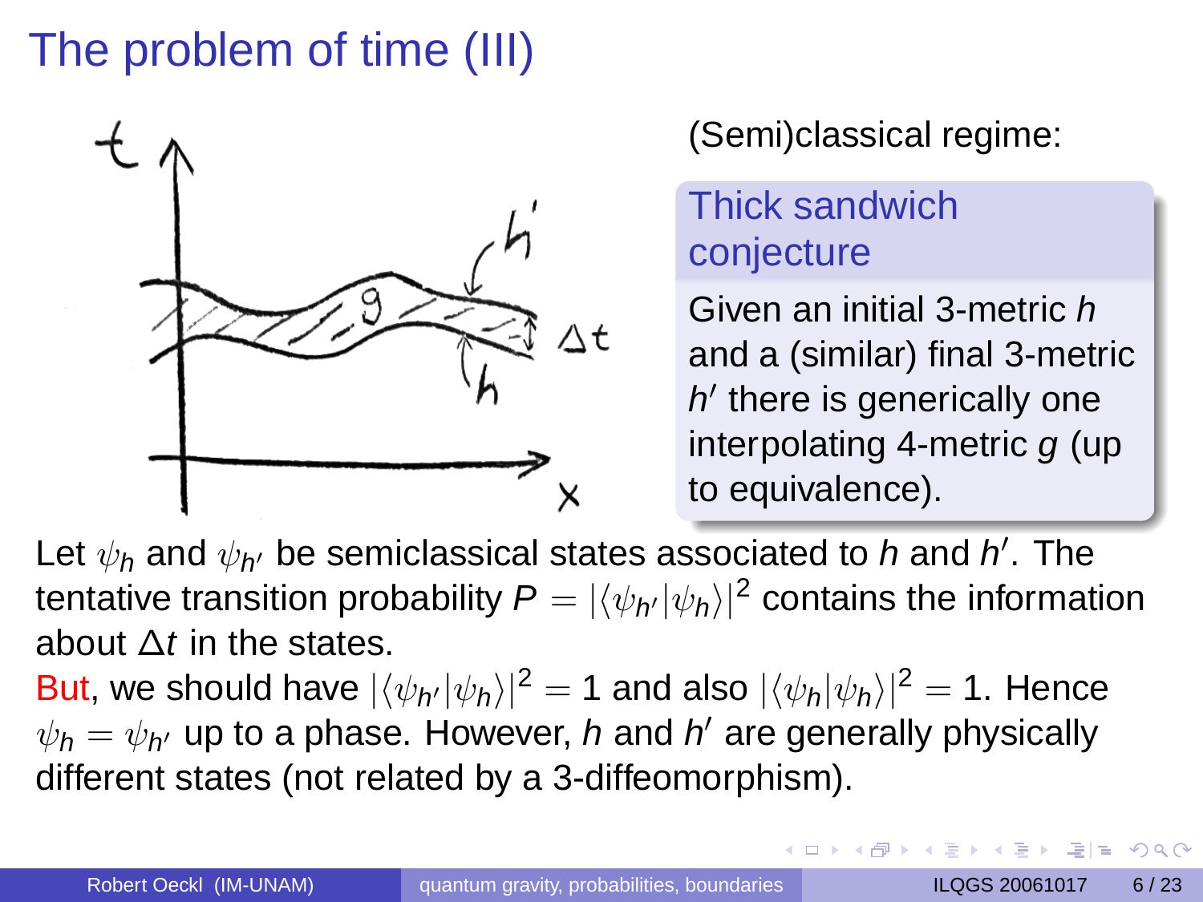# The problem of time (III)

(Semi)classical regime:

**Thick sandwich conjecture**

Given an initial 3-metric $h$ and a (similar) final 3-metric $h'$ there is generically one interpolating 4-metric $g$ (up to equivalence).

Let $\psi_h$ and $\psi_{h'}$ be semiclassical states associated to $h$ and $h'$. The tentative transition probability $P = |\langle \psi_{h'} | \psi_h \rangle|^2$ contains the information about $\Delta t$ in the states.

But, we should have $|\langle \psi_{h'} | \psi_h \rangle|^2 = 1$ and also $|\langle \psi_h | \psi_h \rangle|^2 = 1$. Hence $\psi_h = \psi_{h'}$ up to a phase. However, $h$ and $h'$ are generally physically different states (not related by a 3-diffeomorphism).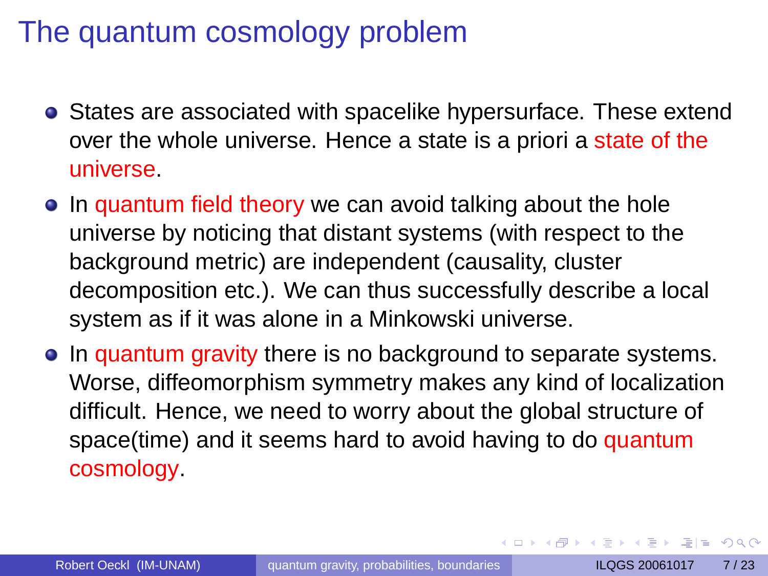# The quantum cosmology problem

- States are associated with spacelike hypersurface. These extend over the whole universe. Hence a state is a priori a state of the universe.
- In quantum field theory we can avoid talking about the hole universe by noticing that distant systems (with respect to the background metric) are independent (causality, cluster decomposition etc.). We can thus successfully describe a local system as if it was alone in a Minkowski universe.
- In quantum gravity there is no background to separate systems. Worse, diffeomorphism symmetry makes any kind of localization difficult. Hence, we need to worry about the global structure of space(time) and it seems hard to avoid having to do quantum cosmology.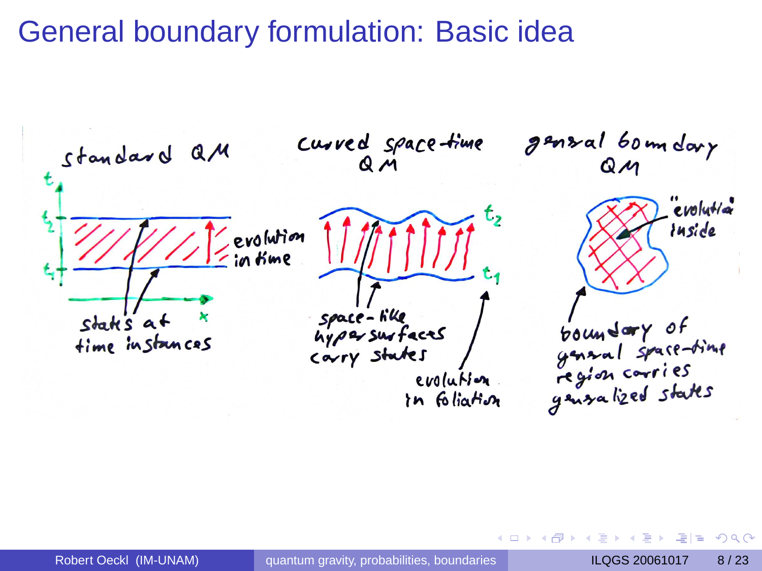# General boundary formulation: Basic idea

standard QM

$t$

$t_2$

$t_1$

$x$

evolution in time

states at time instances

curved space-time QM

$t_2$

$t_1$

space-like hypersurfaces carry states

evolution in foliation

general boundary QM

"evolution" inside

boundary of general space-time region carries generalized states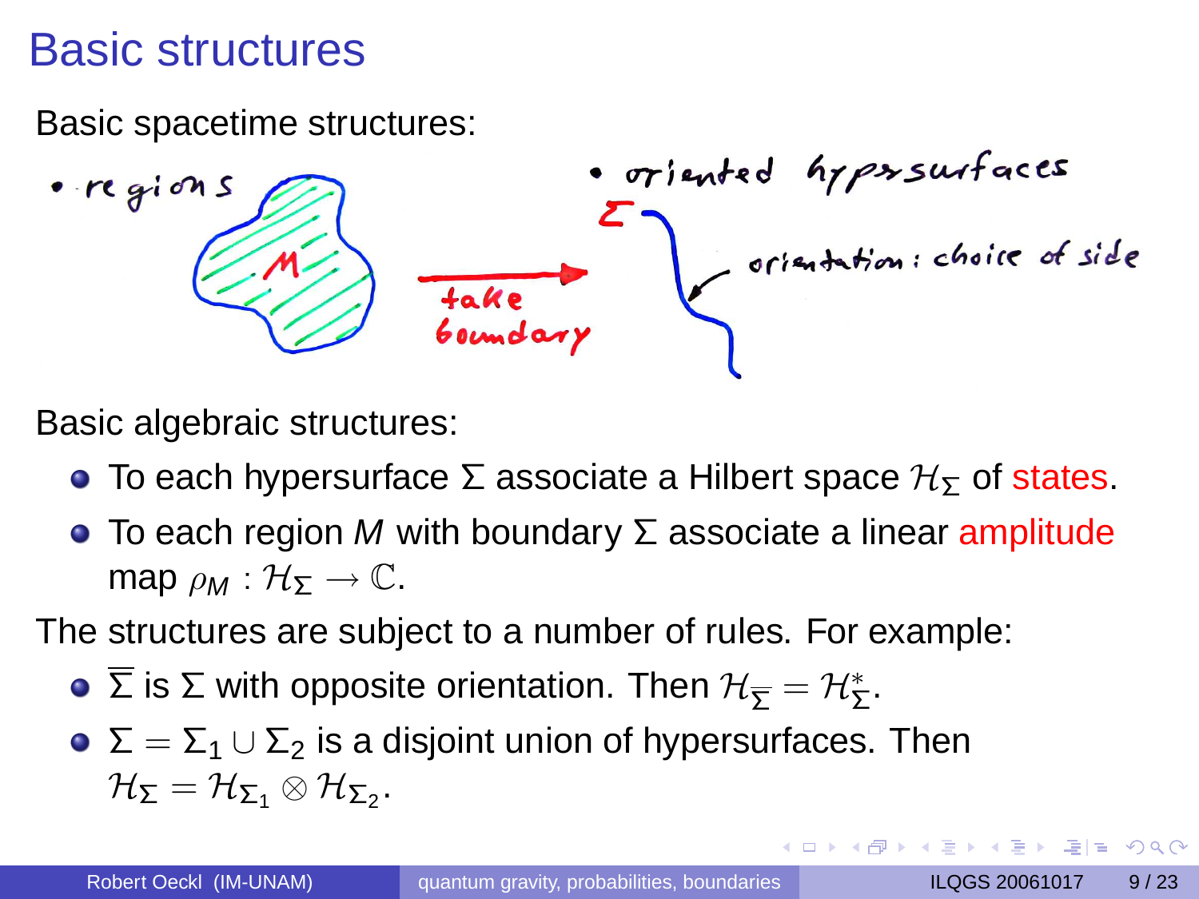# Basic structures

Basic spacetime structures:

- regions
- oriented hypersurfaces

$M$ — take boundary → $\Sigma$ — orientation: choice of side

Basic algebraic structures:

- To each hypersurface $\Sigma$ associate a Hilbert space $\mathcal{H}_\Sigma$ of states.
- To each region $M$ with boundary $\Sigma$ associate a linear amplitude map $\rho_M : \mathcal{H}_\Sigma \to \mathbb{C}$.

The structures are subject to a number of rules. For example:

- $\overline{\Sigma}$ is $\Sigma$ with opposite orientation. Then $\mathcal{H}_{\overline{\Sigma}} = \mathcal{H}_\Sigma^*$.
- $\Sigma = \Sigma_1 \cup \Sigma_2$ is a disjoint union of hypersurfaces. Then $\mathcal{H}_\Sigma = \mathcal{H}_{\Sigma_1} \otimes \mathcal{H}_{\Sigma_2}$.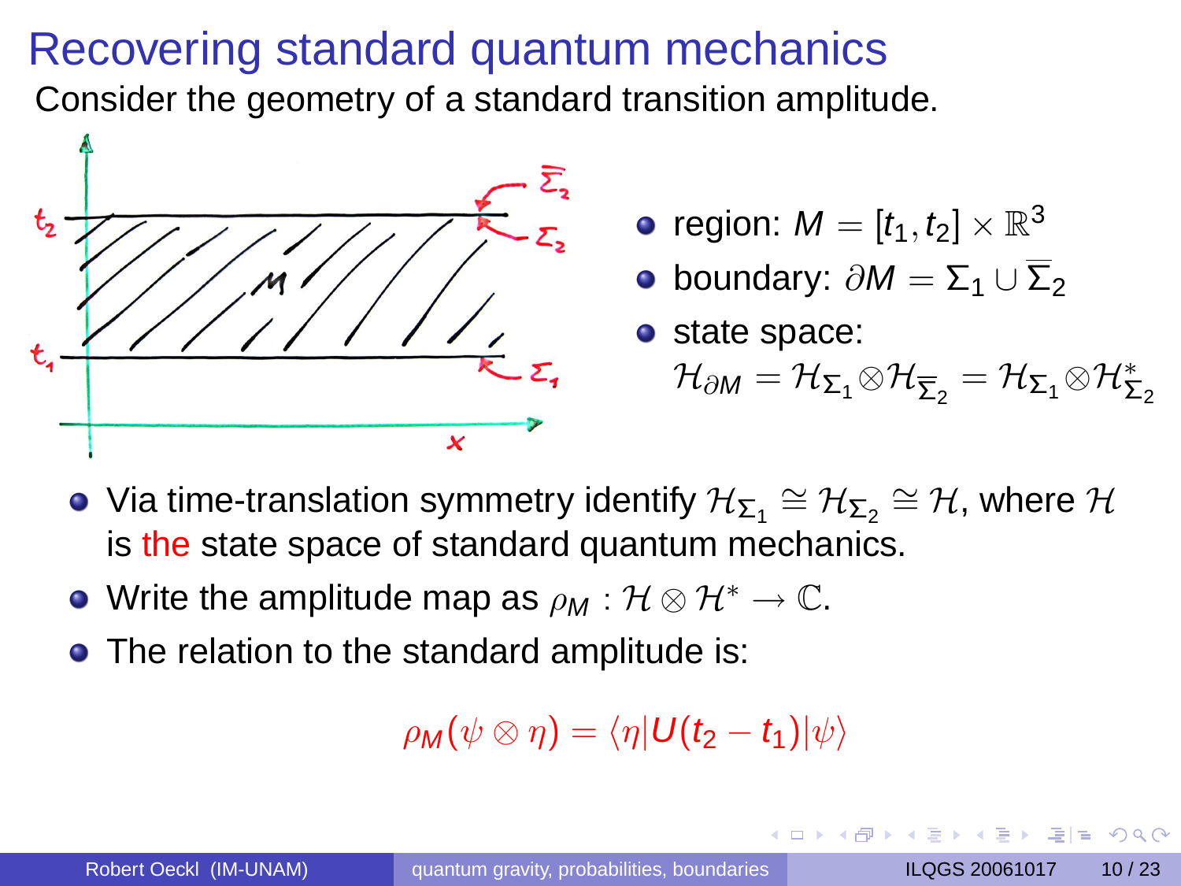# Recovering standard quantum mechanics

Consider the geometry of a standard transition amplitude.

- region: $M = [t_1, t_2] \times \mathbb{R}^3$
- boundary: $\partial M = \Sigma_1 \cup \overline{\Sigma}_2$
- state space: $\mathcal{H}_{\partial M} = \mathcal{H}_{\Sigma_1} \otimes \mathcal{H}_{\overline{\Sigma}_2} = \mathcal{H}_{\Sigma_1} \otimes \mathcal{H}^*_{\Sigma_2}$

- Via time-translation symmetry identify $\mathcal{H}_{\Sigma_1} \cong \mathcal{H}_{\Sigma_2} \cong \mathcal{H}$, where $\mathcal{H}$ is the state space of standard quantum mechanics.
- Write the amplitude map as $\rho_M : \mathcal{H} \otimes \mathcal{H}^* \to \mathbb{C}$.
- The relation to the standard amplitude is:

$$\rho_M(\psi \otimes \eta) = \langle \eta | U(t_2 - t_1) | \psi \rangle$$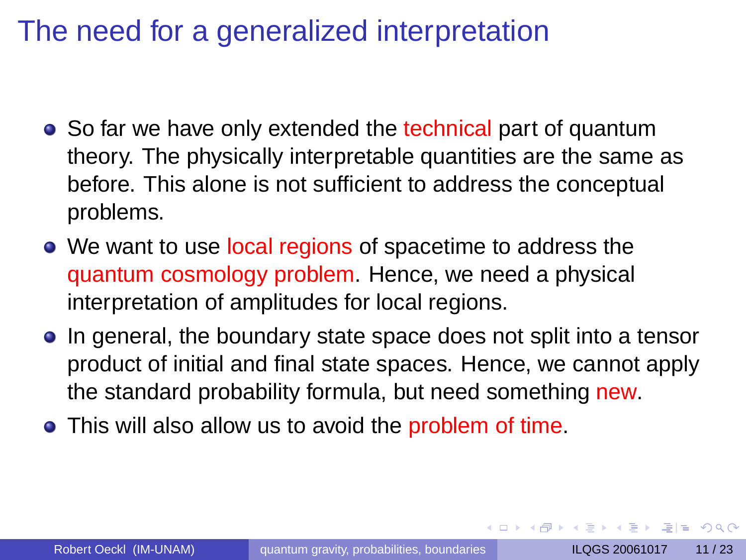# The need for a generalized interpretation

- So far we have only extended the technical part of quantum theory. The physically interpretable quantities are the same as before. This alone is not sufficient to address the conceptual problems.
- We want to use local regions of spacetime to address the quantum cosmology problem. Hence, we need a physical interpretation of amplitudes for local regions.
- In general, the boundary state space does not split into a tensor product of initial and final state spaces. Hence, we cannot apply the standard probability formula, but need something new.
- This will also allow us to avoid the problem of time.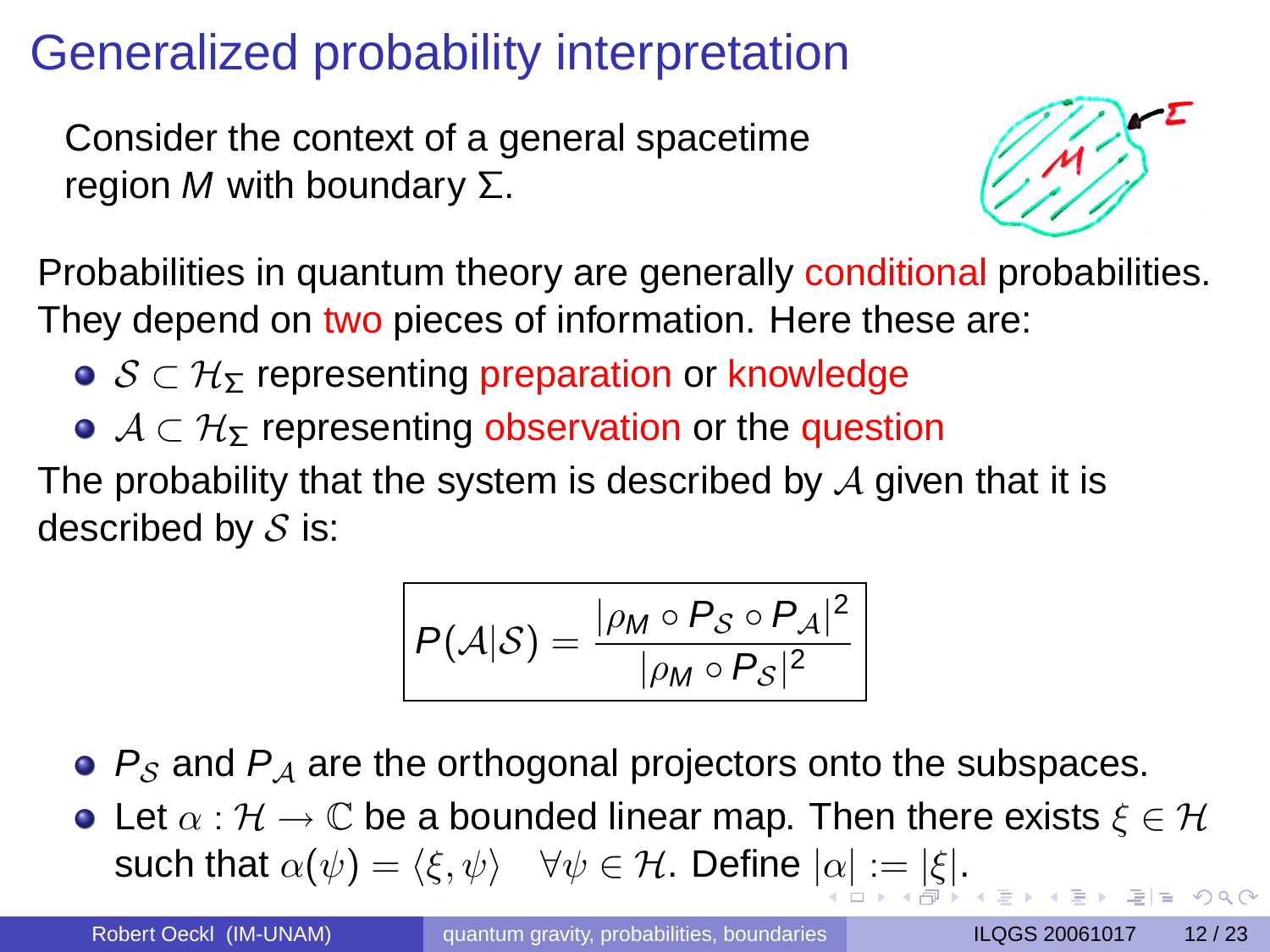# Generalized probability interpretation

Consider the context of a general spacetime region $M$ with boundary $\Sigma$.

Probabilities in quantum theory are generally conditional probabilities. They depend on two pieces of information. Here these are:

- $\mathcal{S} \subset \mathcal{H}_\Sigma$ representing preparation or knowledge
- $\mathcal{A} \subset \mathcal{H}_\Sigma$ representing observation or the question

The probability that the system is described by $\mathcal{A}$ given that it is described by $\mathcal{S}$ is:

$$P(\mathcal{A}|\mathcal{S}) = \frac{|\rho_M \circ P_\mathcal{S} \circ P_\mathcal{A}|^2}{|\rho_M \circ P_\mathcal{S}|^2}$$

- $P_\mathcal{S}$ and $P_\mathcal{A}$ are the orthogonal projectors onto the subspaces.
- Let $\alpha : \mathcal{H} \to \mathbb{C}$ be a bounded linear map. Then there exists $\xi \in \mathcal{H}$ such that $\alpha(\psi) = \langle \xi, \psi \rangle \quad \forall \psi \in \mathcal{H}$. Define $|\alpha| := |\xi|$.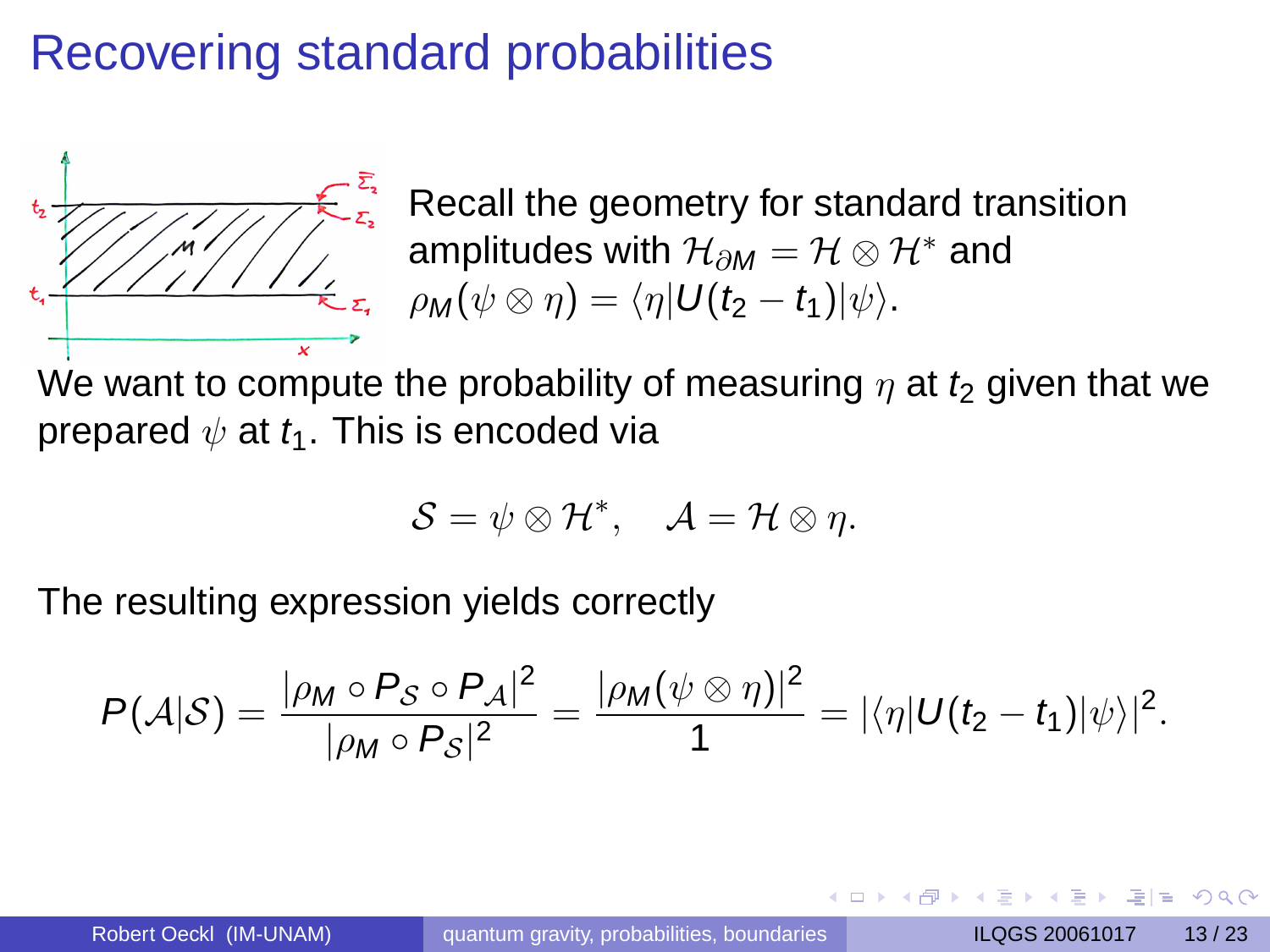# Recovering standard probabilities

Recall the geometry for standard transition amplitudes with $\mathcal{H}_{\partial M} = \mathcal{H} \otimes \mathcal{H}^*$ and $\rho_M(\psi \otimes \eta) = \langle \eta | U(t_2 - t_1) | \psi \rangle$.

We want to compute the probability of measuring $\eta$ at $t_2$ given that we prepared $\psi$ at $t_1$. This is encoded via

$$\mathcal{S} = \psi \otimes \mathcal{H}^*, \quad \mathcal{A} = \mathcal{H} \otimes \eta.$$

The resulting expression yields correctly

$$P(\mathcal{A}|\mathcal{S}) = \frac{|\rho_M \circ P_\mathcal{S} \circ P_\mathcal{A}|^2}{|\rho_M \circ P_\mathcal{S}|^2} = \frac{|\rho_M(\psi \otimes \eta)|^2}{1} = |\langle \eta | U(t_2 - t_1) | \psi \rangle|^2.$$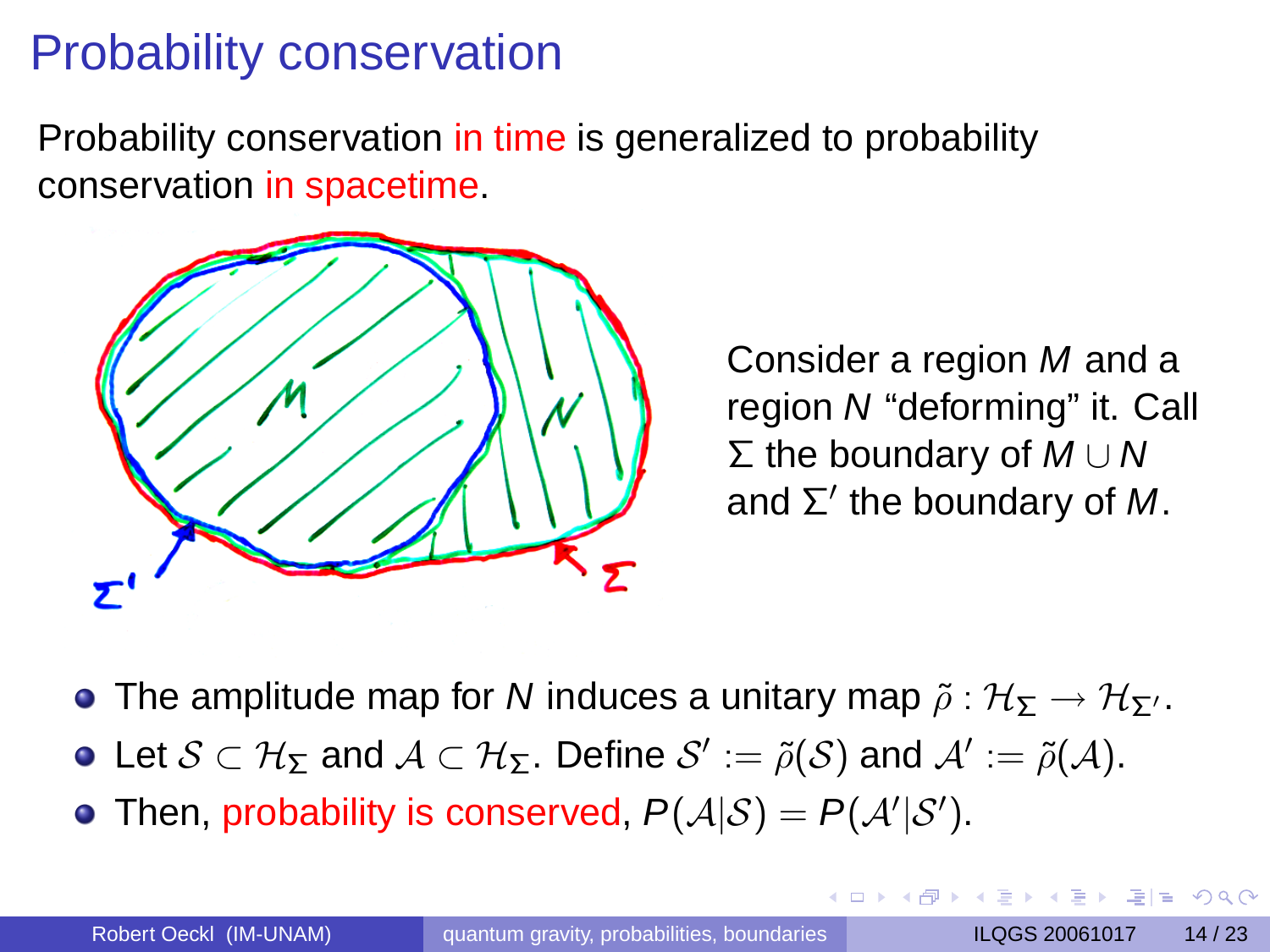# Probability conservation

Probability conservation in time is generalized to probability conservation in spacetime.

Consider a region $M$ and a region $N$ "deforming" it. Call $\Sigma$ the boundary of $M \cup N$ and $\Sigma'$ the boundary of $M$.

- The amplitude map for $N$ induces a unitary map $\tilde{\rho} : \mathcal{H}_\Sigma \to \mathcal{H}_{\Sigma'}$.
- Let $\mathcal{S} \subset \mathcal{H}_\Sigma$ and $\mathcal{A} \subset \mathcal{H}_\Sigma$. Define $\mathcal{S}' := \tilde{\rho}(\mathcal{S})$ and $\mathcal{A}' := \tilde{\rho}(\mathcal{A})$.
- Then, probability is conserved, $P(\mathcal{A}|\mathcal{S}) = P(\mathcal{A}'|\mathcal{S}')$.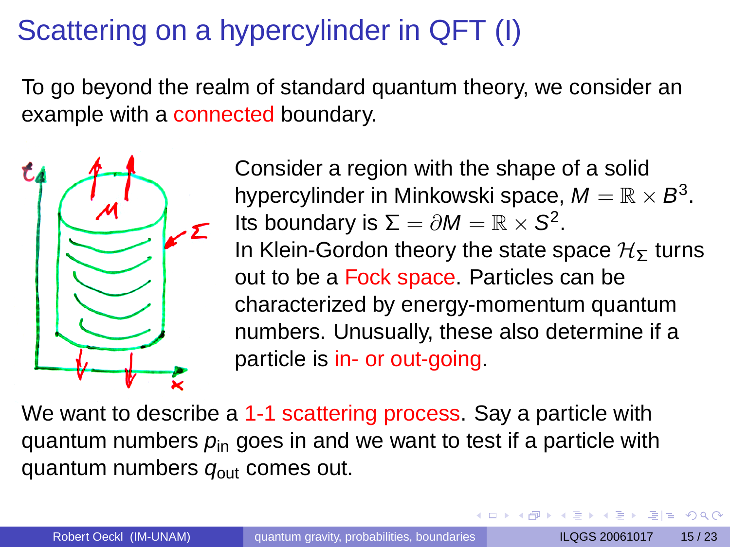# Scattering on a hypercylinder in QFT (I)

To go beyond the realm of standard quantum theory, we consider an example with a connected boundary.

Consider a region with the shape of a solid hypercylinder in Minkowski space, $M = \mathbb{R} \times B^3$. Its boundary is $\Sigma = \partial M = \mathbb{R} \times S^2$. In Klein-Gordon theory the state space $\mathcal{H}_\Sigma$ turns out to be a Fock space. Particles can be characterized by energy-momentum quantum numbers. Unusually, these also determine if a particle is in- or out-going.

We want to describe a 1-1 scattering process. Say a particle with quantum numbers $p_{\text{in}}$ goes in and we want to test if a particle with quantum numbers $q_{\text{out}}$ comes out.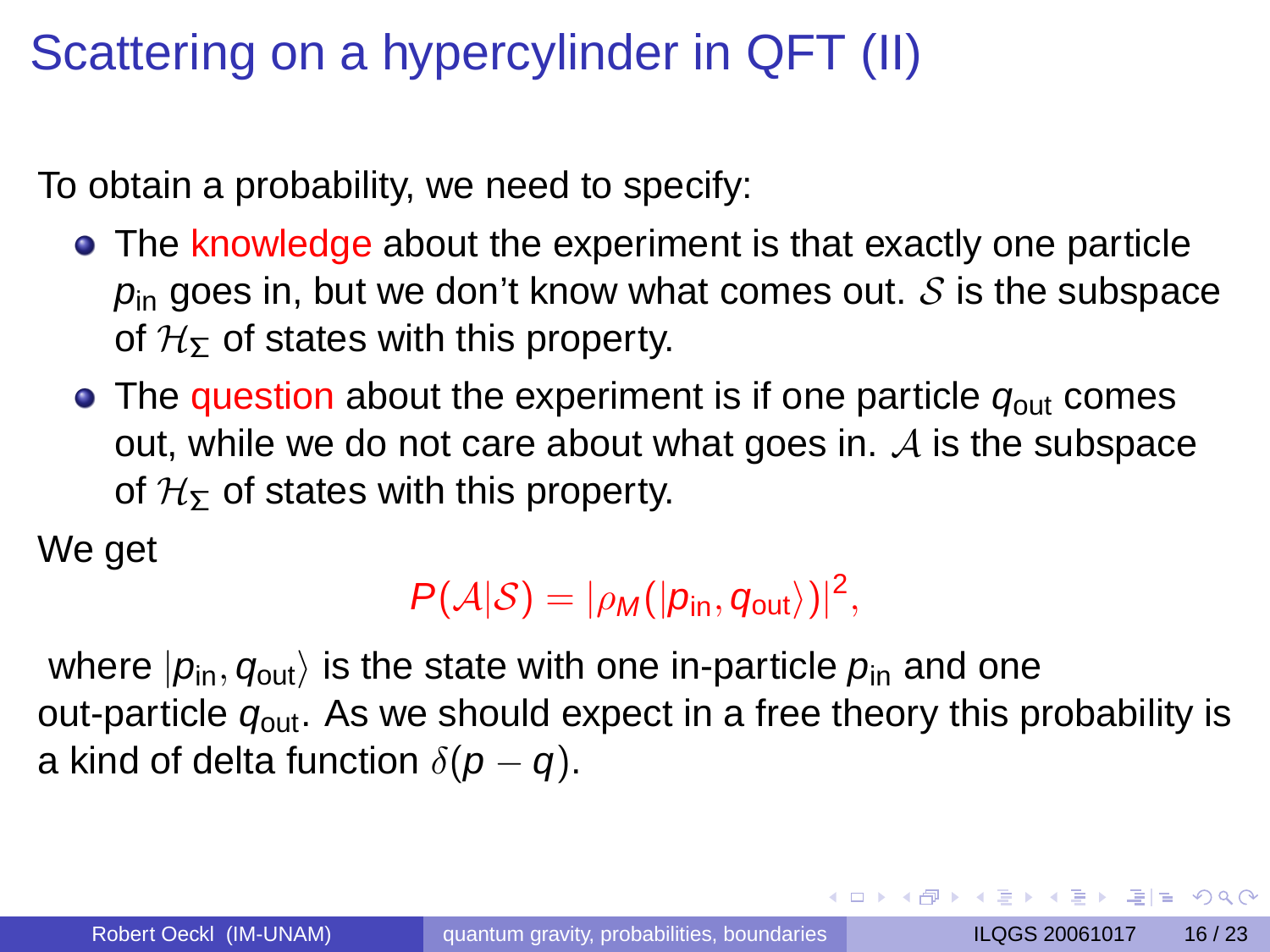# Scattering on a hypercylinder in QFT (II)

To obtain a probability, we need to specify:

- The knowledge about the experiment is that exactly one particle $p_{\text{in}}$ goes in, but we don't know what comes out. $\mathcal{S}$ is the subspace of $\mathcal{H}_\Sigma$ of states with this property.
- The question about the experiment is if one particle $q_{\text{out}}$ comes out, while we do not care about what goes in. $\mathcal{A}$ is the subspace of $\mathcal{H}_\Sigma$ of states with this property.

We get

$$P(\mathcal{A}|\mathcal{S}) = |\rho_M(|p_{\text{in}}, q_{\text{out}}\rangle)|^2,$$

where $|p_{\text{in}}, q_{\text{out}}\rangle$ is the state with one in-particle $p_{\text{in}}$ and one out-particle $q_{\text{out}}$. As we should expect in a free theory this probability is a kind of delta function $\delta(p - q)$.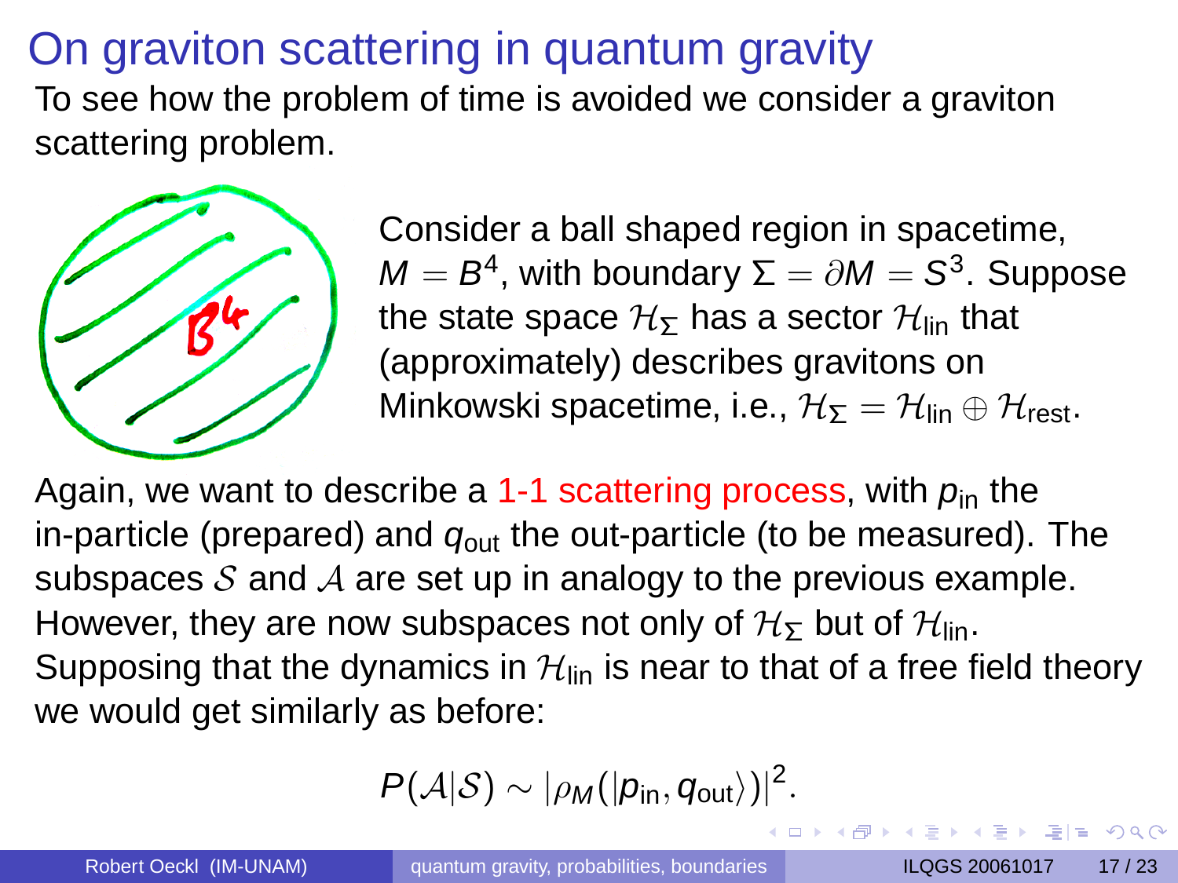# On graviton scattering in quantum gravity

To see how the problem of time is avoided we consider a graviton scattering problem.

Consider a ball shaped region in spacetime, $M = B^4$, with boundary $\Sigma = \partial M = S^3$. Suppose the state space $\mathcal{H}_\Sigma$ has a sector $\mathcal{H}_{\text{lin}}$ that (approximately) describes gravitons on Minkowski spacetime, i.e., $\mathcal{H}_\Sigma = \mathcal{H}_{\text{lin}} \oplus \mathcal{H}_{\text{rest}}$.

Again, we want to describe a 1-1 scattering process, with $p_{\text{in}}$ the in-particle (prepared) and $q_{\text{out}}$ the out-particle (to be measured). The subspaces $\mathcal{S}$ and $\mathcal{A}$ are set up in analogy to the previous example. However, they are now subspaces not only of $\mathcal{H}_\Sigma$ but of $\mathcal{H}_{\text{lin}}$. Supposing that the dynamics in $\mathcal{H}_{\text{lin}}$ is near to that of a free field theory we would get similarly as before:

$$P(\mathcal{A}|\mathcal{S}) \sim |\rho_M(|p_{\text{in}}, q_{\text{out}}\rangle)|^2.$$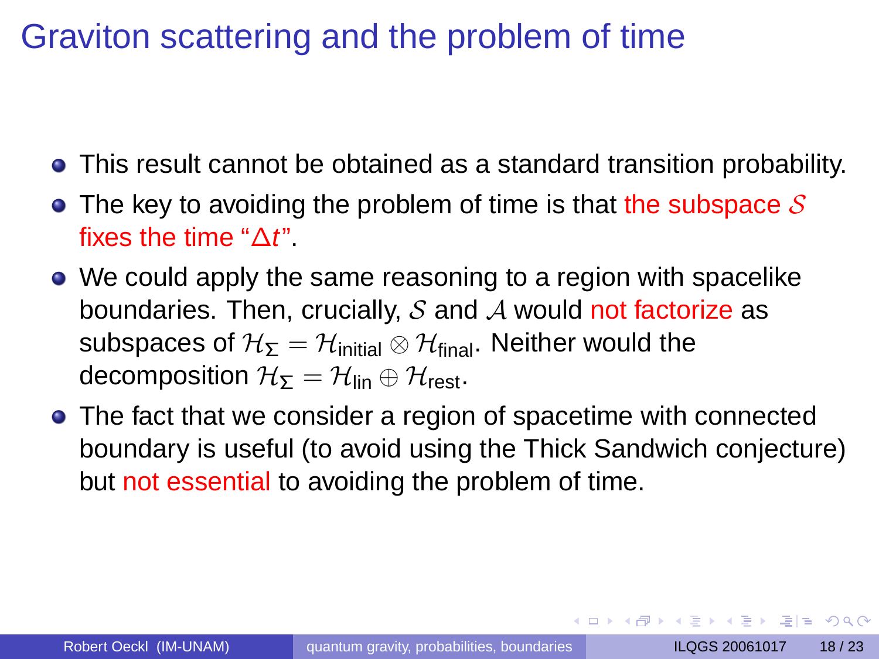# Graviton scattering and the problem of time

- This result cannot be obtained as a standard transition probability.
- The key to avoiding the problem of time is that the subspace $\mathcal{S}$ fixes the time "$\Delta t$".
- We could apply the same reasoning to a region with spacelike boundaries. Then, crucially, $\mathcal{S}$ and $\mathcal{A}$ would not factorize as subspaces of $\mathcal{H}_\Sigma = \mathcal{H}_{\text{initial}} \otimes \mathcal{H}_{\text{final}}$. Neither would the decomposition $\mathcal{H}_\Sigma = \mathcal{H}_{\text{lin}} \oplus \mathcal{H}_{\text{rest}}$.
- The fact that we consider a region of spacetime with connected boundary is useful (to avoid using the Thick Sandwich conjecture) but not essential to avoiding the problem of time.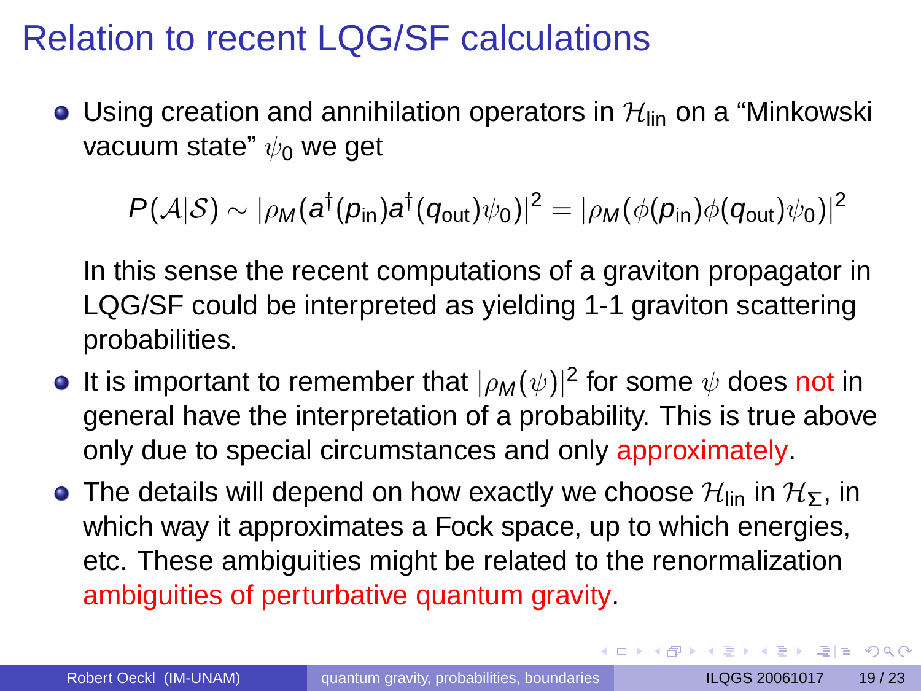# Relation to recent LQG/SF calculations

- Using creation and annihilation operators in $\mathcal{H}_{\text{lin}}$ on a "Minkowski vacuum state" $\psi_0$ we get

  $$P(\mathcal{A}|\mathcal{S}) \sim |\rho_M(a^\dagger(p_{\text{in}})a^\dagger(q_{\text{out}})\psi_0)|^2 = |\rho_M(\phi(p_{\text{in}})\phi(q_{\text{out}})\psi_0)|^2$$

  In this sense the recent computations of a graviton propagator in LQG/SF could be interpreted as yielding 1-1 graviton scattering probabilities.

- It is important to remember that $|\rho_M(\psi)|^2$ for some $\psi$ does not in general have the interpretation of a probability. This is true above only due to special circumstances and only approximately.

- The details will depend on how exactly we choose $\mathcal{H}_{\text{lin}}$ in $\mathcal{H}_\Sigma$, in which way it approximates a Fock space, up to which energies, etc. These ambiguities might be related to the renormalization ambiguities of perturbative quantum gravity.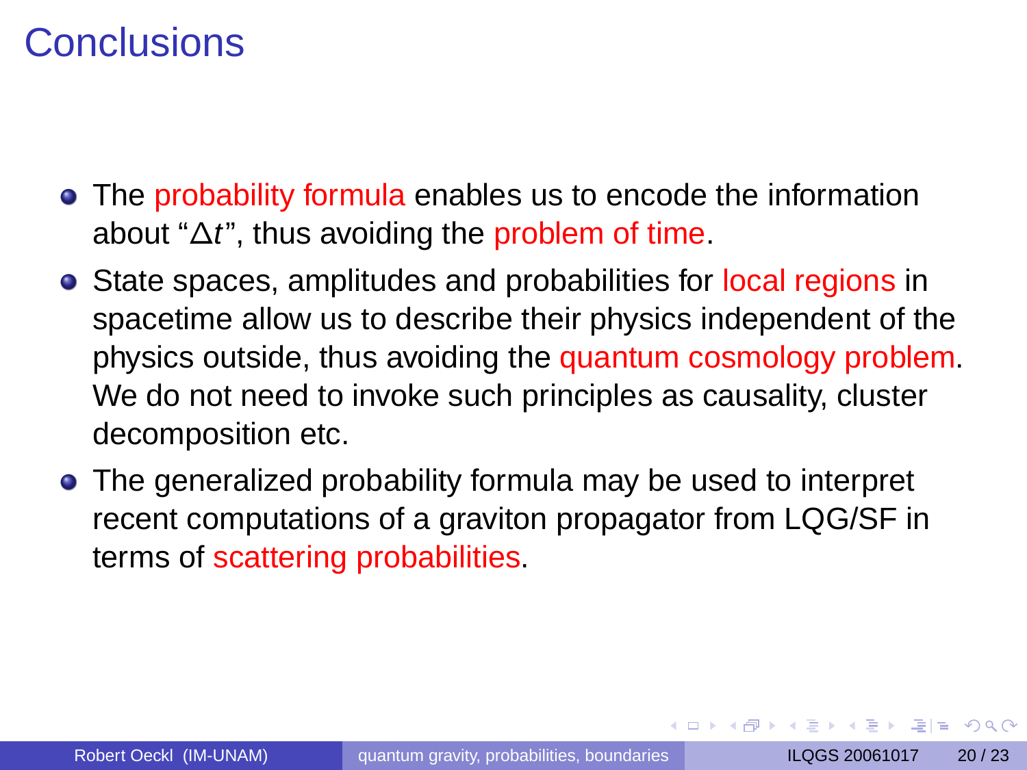# Conclusions

- The probability formula enables us to encode the information about "$\Delta t$", thus avoiding the problem of time.
- State spaces, amplitudes and probabilities for local regions in spacetime allow us to describe their physics independent of the physics outside, thus avoiding the quantum cosmology problem. We do not need to invoke such principles as causality, cluster decomposition etc.
- The generalized probability formula may be used to interpret recent computations of a graviton propagator from LQG/SF in terms of scattering probabilities.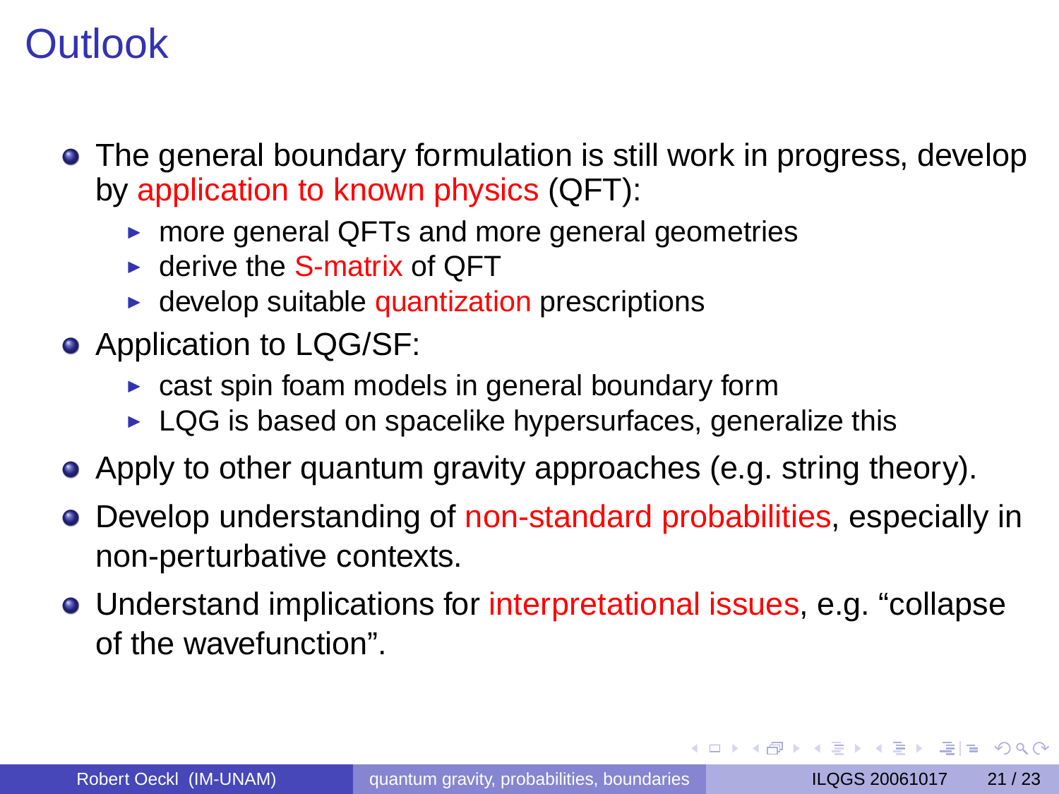# Outlook

- The general boundary formulation is still work in progress, develop by application to known physics (QFT):
  - more general QFTs and more general geometries
  - derive the S-matrix of QFT
  - develop suitable quantization prescriptions
- Application to LQG/SF:
  - cast spin foam models in general boundary form
  - LQG is based on spacelike hypersurfaces, generalize this
- Apply to other quantum gravity approaches (e.g. string theory).
- Develop understanding of non-standard probabilities, especially in non-perturbative contexts.
- Understand implications for interpretational issues, e.g. "collapse of the wavefunction".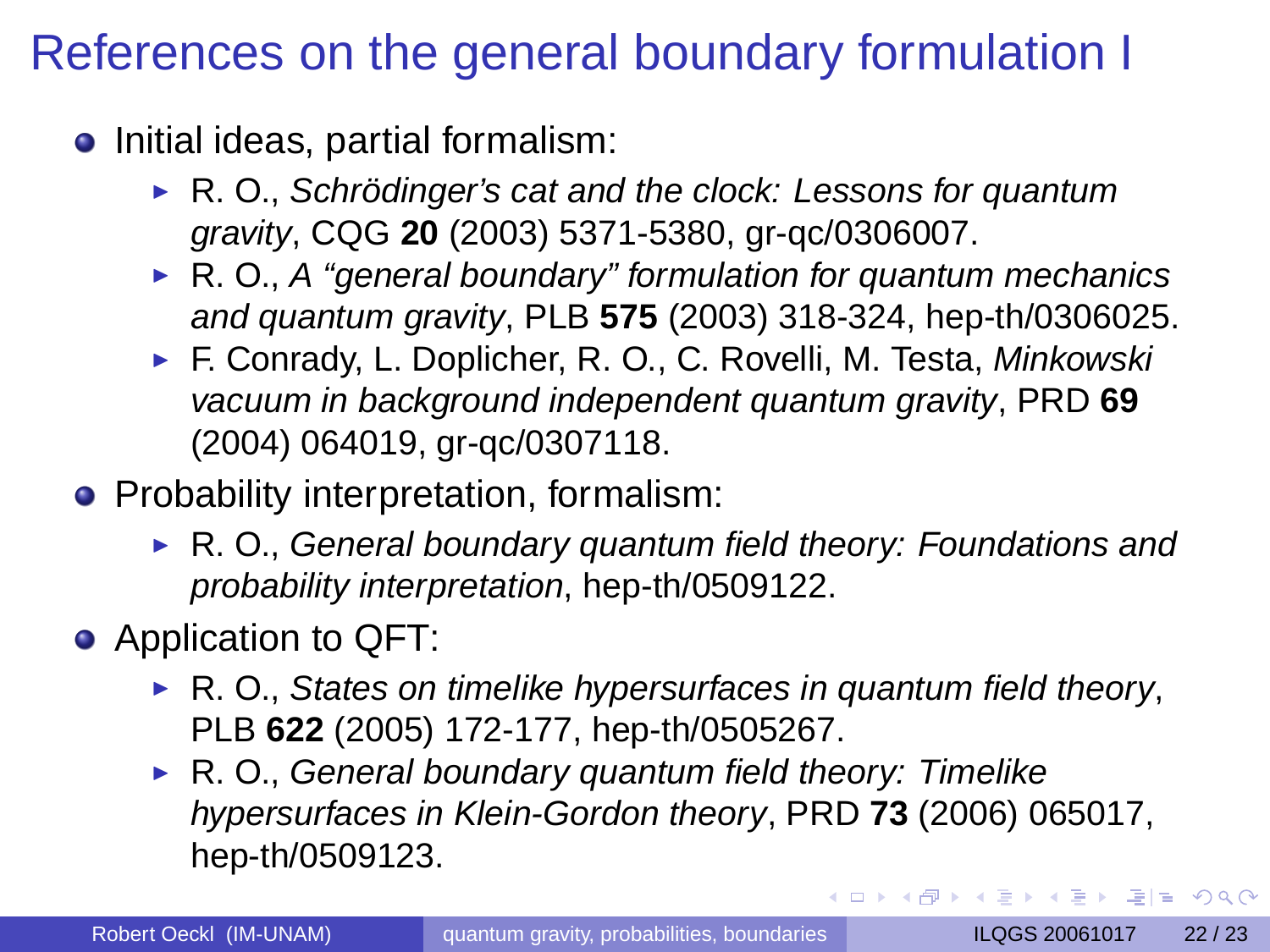# References on the general boundary formulation I

- Initial ideas, partial formalism:
  - R. O., *Schrödinger's cat and the clock: Lessons for quantum gravity*, CQG **20** (2003) 5371-5380, gr-qc/0306007.
  - R. O., *A "general boundary" formulation for quantum mechanics and quantum gravity*, PLB **575** (2003) 318-324, hep-th/0306025.
  - F. Conrady, L. Doplicher, R. O., C. Rovelli, M. Testa, *Minkowski vacuum in background independent quantum gravity*, PRD **69** (2004) 064019, gr-qc/0307118.
- Probability interpretation, formalism:
  - R. O., *General boundary quantum field theory: Foundations and probability interpretation*, hep-th/0509122.
- Application to QFT:
  - R. O., *States on timelike hypersurfaces in quantum field theory*, PLB **622** (2005) 172-177, hep-th/0505267.
  - R. O., *General boundary quantum field theory: Timelike hypersurfaces in Klein-Gordon theory*, PRD **73** (2006) 065017, hep-th/0509123.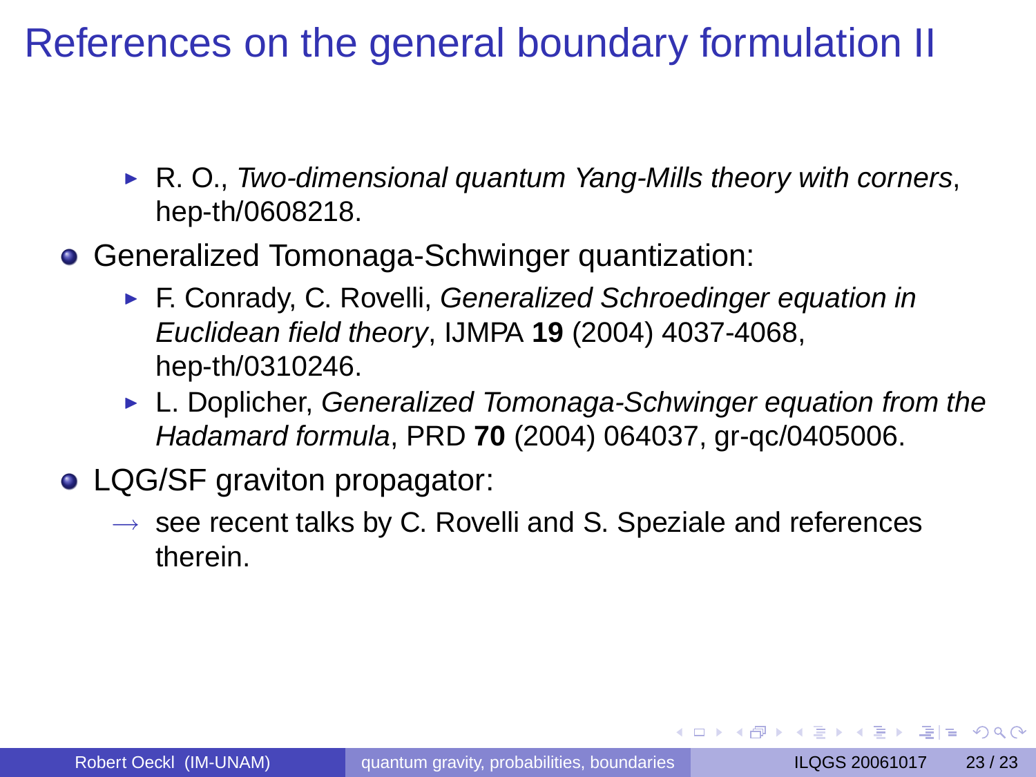# References on the general boundary formulation II

- R. O., *Two-dimensional quantum Yang-Mills theory with corners*, hep-th/0608218.

- Generalized Tomonaga-Schwinger quantization:
  - F. Conrady, C. Rovelli, *Generalized Schroedinger equation in Euclidean field theory*, IJMPA **19** (2004) 4037-4068, hep-th/0310246.
  - L. Doplicher, *Generalized Tomonaga-Schwinger equation from the Hadamard formula*, PRD **70** (2004) 064037, gr-qc/0405006.
- LQG/SF graviton propagator:
  - $\longrightarrow$ see recent talks by C. Rovelli and S. Speziale and references therein.